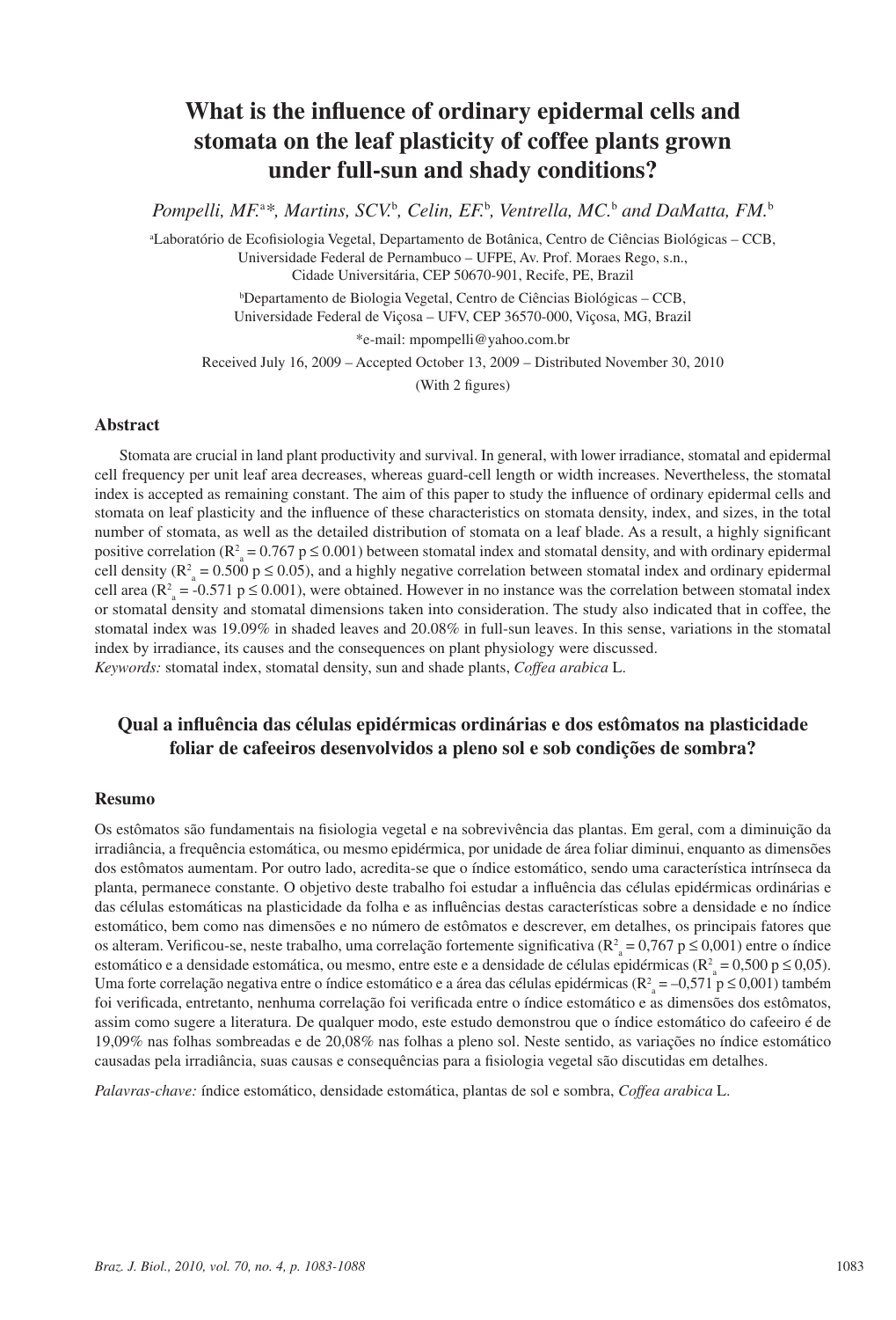# What is the influence of ordinary epidermal cells and stomata on the leaf plasticity of coffee plants grown under full-sun and shady conditions?

*Pompelli, MF.*[a]*, *Martins, SCV.*[b], *Celin, EF.*[b], *Ventrella, MC.*[b] *and DaMatta, FM.*[b]

[a]Laboratório de Ecofisiologia Vegetal, Departamento de Botânica, Centro de Ciências Biológicas – CCB, Universidade Federal de Pernambuco – UFPE, Av. Prof. Moraes Rego, s.n., Cidade Universitária, CEP 50670-901, Recife, PE, Brazil

[b]Departamento de Biologia Vegetal, Centro de Ciências Biológicas – CCB, Universidade Federal de Viçosa – UFV, CEP 36570-000, Viçosa, MG, Brazil

*e-mail: mpompelli@yahoo.com.br

Received July 16, 2009 – Accepted October 13, 2009 – Distributed November 30, 2010

(With 2 figures)

## Abstract

Stomata are crucial in land plant productivity and survival. In general, with lower irradiance, stomatal and epidermal cell frequency per unit leaf area decreases, whereas guard-cell length or width increases. Nevertheless, the stomatal index is accepted as remaining constant. The aim of this paper to study the influence of ordinary epidermal cells and stomata on leaf plasticity and the influence of these characteristics on stomata density, index, and sizes, in the total number of stomata, as well as the detailed distribution of stomata on a leaf blade. As a result, a highly significant positive correlation ($R^2_a = 0.767$ $p \leq 0.001$) between stomatal index and stomatal density, and with ordinary epidermal cell density ($R^2_a = 0.500$ $p \leq 0.05$), and a highly negative correlation between stomatal index and ordinary epidermal cell area ($R^2_a = -0.571$ $p \leq 0.001$), were obtained. However in no instance was the correlation between stomatal index or stomatal density and stomatal dimensions taken into consideration. The study also indicated that in coffee, the stomatal index was 19.09% in shaded leaves and 20.08% in full-sun leaves. In this sense, variations in the stomatal index by irradiance, its causes and the consequences on plant physiology were discussed.

*Keywords:* stomatal index, stomatal density, sun and shade plants, *Coffea arabica* L.

## Qual a influência das células epidérmicas ordinárias e dos estômatos na plasticidade foliar de cafeeiros desenvolvidos a pleno sol e sob condições de sombra?

## Resumo

Os estômatos são fundamentais na fisiologia vegetal e na sobrevivência das plantas. Em geral, com a diminuição da irradiância, a frequência estomática, ou mesmo epidérmica, por unidade de área foliar diminui, enquanto as dimensões dos estômatos aumentam. Por outro lado, acredita-se que o índice estomático, sendo uma característica intrínseca da planta, permanece constante. O objetivo deste trabalho foi estudar a influência das células epidérmicas ordinárias e das células estomáticas na plasticidade da folha e as influências destas características sobre a densidade e no índice estomático, bem como nas dimensões e no número de estômatos e descrever, em detalhes, os principais fatores que os alteram. Verificou-se, neste trabalho, uma correlação fortemente significativa ($R^2_a = 0,767$ $p \leq 0,001$) entre o índice estomático e a densidade estomática, ou mesmo, entre este e a densidade de células epidérmicas ($R^2_a = 0,500$ $p \leq 0,05$). Uma forte correlação negativa entre o índice estomático e a área das células epidérmicas ($R^2_a = -0,571$ $p \leq 0,001$) também foi verificada, entretanto, nenhuma correlação foi verificada entre o índice estomático e as dimensões dos estômatos, assim como sugere a literatura. De qualquer modo, este estudo demonstrou que o índice estomático do cafeeiro é de 19,09% nas folhas sombreadas e de 20,08% nas folhas a pleno sol. Neste sentido, as variações no índice estomático causadas pela irradiância, suas causas e consequências para a fisiologia vegetal são discutidas em detalhes.

*Palavras-chave:* índice estomático, densidade estomática, plantas de sol e sombra, *Coffea arabica* L.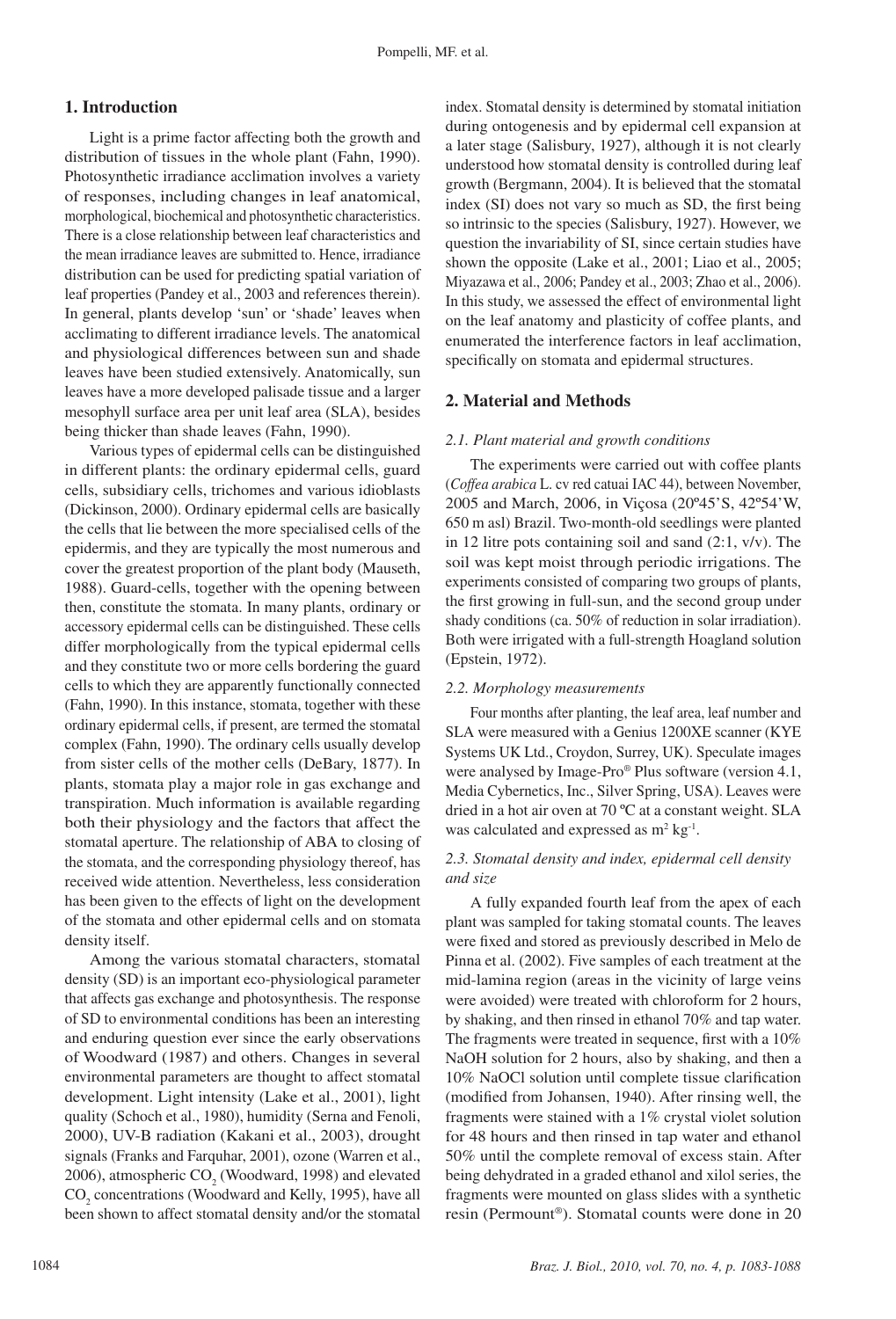## 1. Introduction

Light is a prime factor affecting both the growth and distribution of tissues in the whole plant (Fahn, 1990). Photosynthetic irradiance acclimation involves a variety of responses, including changes in leaf anatomical, morphological, biochemical and photosynthetic characteristics. There is a close relationship between leaf characteristics and the mean irradiance leaves are submitted to. Hence, irradiance distribution can be used for predicting spatial variation of leaf properties (Pandey et al., 2003 and references therein). In general, plants develop 'sun' or 'shade' leaves when acclimating to different irradiance levels. The anatomical and physiological differences between sun and shade leaves have been studied extensively. Anatomically, sun leaves have a more developed palisade tissue and a larger mesophyll surface area per unit leaf area (SLA), besides being thicker than shade leaves (Fahn, 1990).

Various types of epidermal cells can be distinguished in different plants: the ordinary epidermal cells, guard cells, subsidiary cells, trichomes and various idioblasts (Dickinson, 2000). Ordinary epidermal cells are basically the cells that lie between the more specialised cells of the epidermis, and they are typically the most numerous and cover the greatest proportion of the plant body (Mauseth, 1988). Guard-cells, together with the opening between then, constitute the stomata. In many plants, ordinary or accessory epidermal cells can be distinguished. These cells differ morphologically from the typical epidermal cells and they constitute two or more cells bordering the guard cells to which they are apparently functionally connected (Fahn, 1990). In this instance, stomata, together with these ordinary epidermal cells, if present, are termed the stomatal complex (Fahn, 1990). The ordinary cells usually develop from sister cells of the mother cells (DeBary, 1877). In plants, stomata play a major role in gas exchange and transpiration. Much information is available regarding both their physiology and the factors that affect the stomatal aperture. The relationship of ABA to closing of the stomata, and the corresponding physiology thereof, has received wide attention. Nevertheless, less consideration has been given to the effects of light on the development of the stomata and other epidermal cells and on stomata density itself.

Among the various stomatal characters, stomatal density (SD) is an important eco-physiological parameter that affects gas exchange and photosynthesis. The response of SD to environmental conditions has been an interesting and enduring question ever since the early observations of Woodward (1987) and others. Changes in several environmental parameters are thought to affect stomatal development. Light intensity (Lake et al., 2001), light quality (Schoch et al., 1980), humidity (Serna and Fenoli, 2000), UV-B radiation (Kakani et al., 2003), drought signals (Franks and Farquhar, 2001), ozone (Warren et al., 2006), atmospheric $CO_2$ (Woodward, 1998) and elevated $CO_2$ concentrations (Woodward and Kelly, 1995), have all been shown to affect stomatal density and/or the stomatal index. Stomatal density is determined by stomatal initiation during ontogenesis and by epidermal cell expansion at a later stage (Salisbury, 1927), although it is not clearly understood how stomatal density is controlled during leaf growth (Bergmann, 2004). It is believed that the stomatal index (SI) does not vary so much as SD, the first being so intrinsic to the species (Salisbury, 1927). However, we question the invariability of SI, since certain studies have shown the opposite (Lake et al., 2001; Liao et al., 2005; Miyazawa et al., 2006; Pandey et al., 2003; Zhao et al., 2006). In this study, we assessed the effect of environmental light on the leaf anatomy and plasticity of coffee plants, and enumerated the interference factors in leaf acclimation, specifically on stomata and epidermal structures.

## 2. Material and Methods

### 2.1. Plant material and growth conditions

The experiments were carried out with coffee plants (*Coffea arabica* L. cv red catuai IAC 44), between November, 2005 and March, 2006, in Viçosa (20º45'S, 42º54'W, 650 m asl) Brazil. Two-month-old seedlings were planted in 12 litre pots containing soil and sand (2:1, v/v). The soil was kept moist through periodic irrigations. The experiments consisted of comparing two groups of plants, the first growing in full-sun, and the second group under shady conditions (ca. 50% of reduction in solar irradiation). Both were irrigated with a full-strength Hoagland solution (Epstein, 1972).

### 2.2. Morphology measurements

Four months after planting, the leaf area, leaf number and SLA were measured with a Genius 1200XE scanner (KYE Systems UK Ltd., Croydon, Surrey, UK). Speculate images were analysed by Image-Pro® Plus software (version 4.1, Media Cybernetics, Inc., Silver Spring, USA). Leaves were dried in a hot air oven at 70 ºC at a constant weight. SLA was calculated and expressed as $m^2 kg^{-1}$.

### 2.3. Stomatal density and index, epidermal cell density and size

A fully expanded fourth leaf from the apex of each plant was sampled for taking stomatal counts. The leaves were fixed and stored as previously described in Melo de Pinna et al. (2002). Five samples of each treatment at the mid-lamina region (areas in the vicinity of large veins were avoided) were treated with chloroform for 2 hours, by shaking, and then rinsed in ethanol 70% and tap water. The fragments were treated in sequence, first with a 10% NaOH solution for 2 hours, also by shaking, and then a 10% NaOCl solution until complete tissue clarification (modified from Johansen, 1940). After rinsing well, the fragments were stained with a 1% crystal violet solution for 48 hours and then rinsed in tap water and ethanol 50% until the complete removal of excess stain. After being dehydrated in a graded ethanol and xilol series, the fragments were mounted on glass slides with a synthetic resin (Permount®). Stomatal counts were done in 20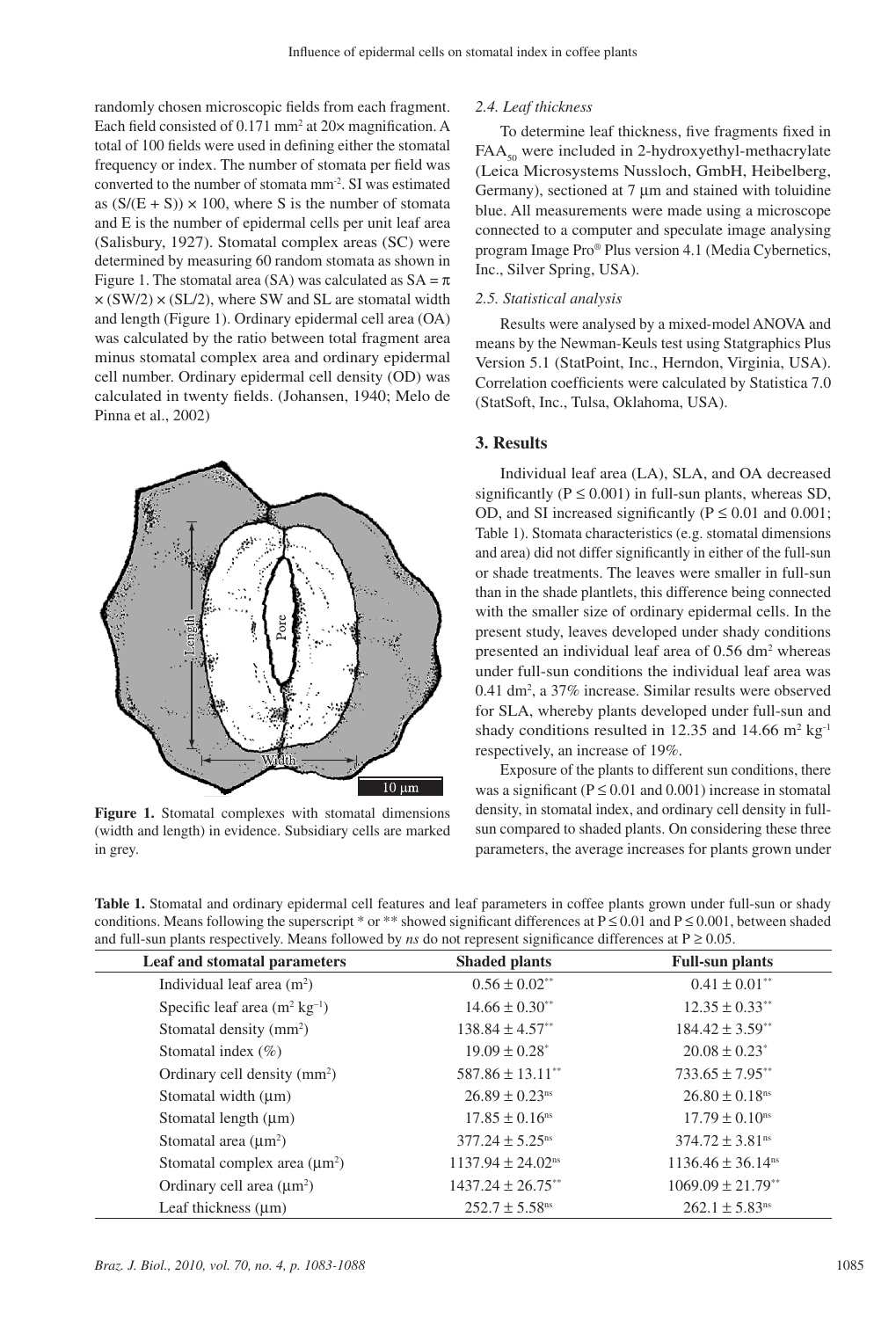randomly chosen microscopic fields from each fragment. Each field consisted of 0.171 mm² at 20× magnification. A total of 100 fields were used in defining either the stomatal frequency or index. The number of stomata per field was converted to the number of stomata $mm^{-2}$. SI was estimated as $(S/(E + S)) \times 100$, where S is the number of stomata and E is the number of epidermal cells per unit leaf area (Salisbury, 1927). Stomatal complex areas (SC) were determined by measuring 60 random stomata as shown in Figure 1. The stomatal area (SA) was calculated as $SA = \pi \times (SW/2) \times (SL/2)$, where SW and SL are stomatal width and length (Figure 1). Ordinary epidermal cell area (OA) was calculated by the ratio between total fragment area minus stomatal complex area and ordinary epidermal cell number. Ordinary epidermal cell density (OD) was calculated in twenty fields. (Johansen, 1940; Melo de Pinna et al., 2002)

**Figure 1.** Stomatal complexes with stomatal dimensions (width and length) in evidence. Subsidiary cells are marked in grey.

### *2.4. Leaf thickness*

To determine leaf thickness, five fragments fixed in $FAA_{50}$ were included in 2-hydroxyethyl-methacrylate (Leica Microsystems Nussloch, GmbH, Heibelberg, Germany), sectioned at 7 µm and stained with toluidine blue. All measurements were made using a microscope connected to a computer and speculate image analysing program Image Pro® Plus version 4.1 (Media Cybernetics, Inc., Silver Spring, USA).

### *2.5. Statistical analysis*

Results were analysed by a mixed-model ANOVA and means by the Newman-Keuls test using Statgraphics Plus Version 5.1 (StatPoint, Inc., Herndon, Virginia, USA). Correlation coefficients were calculated by Statistica 7.0 (StatSoft, Inc., Tulsa, Oklahoma, USA).

## 3. Results

Individual leaf area (LA), SLA, and OA decreased significantly ($P \leq 0.001$) in full-sun plants, whereas SD, OD, and SI increased significantly ($P \leq 0.01$ and 0.001; Table 1). Stomata characteristics (e.g. stomatal dimensions and area) did not differ significantly in either of the full-sun or shade treatments. The leaves were smaller in full-sun than in the shade plantlets, this difference being connected with the smaller size of ordinary epidermal cells. In the present study, leaves developed under shady conditions presented an individual leaf area of 0.56 dm² whereas under full-sun conditions the individual leaf area was 0.41 dm², a 37% increase. Similar results were observed for SLA, whereby plants developed under full-sun and shady conditions resulted in 12.35 and 14.66 $m^2\,kg^{-1}$ respectively, an increase of 19%.

Exposure of the plants to different sun conditions, there was a significant ($P \leq 0.01$ and 0.001) increase in stomatal density, in stomatal index, and ordinary cell density in full-sun compared to shaded plants. On considering these three parameters, the average increases for plants grown under

**Table 1.** Stomatal and ordinary epidermal cell features and leaf parameters in coffee plants grown under full-sun or shady conditions. Means following the superscript * or ** showed significant differences at $P \leq 0.01$ and $P \leq 0.001$, between shaded and full-sun plants respectively. Means followed by *ns* do not represent significance differences at $P \geq 0.05$.

| Leaf and stomatal parameters | Shaded plants | Full-sun plants |
|---|---|---|
| Individual leaf area (m²) | $0.56 \pm 0.02^{**}$ | $0.41 \pm 0.01^{**}$ |
| Specific leaf area ($m^2\,kg^{-1}$) | $14.66 \pm 0.30^{**}$ | $12.35 \pm 0.33^{**}$ |
| Stomatal density (mm²) | $138.84 \pm 4.57^{**}$ | $184.42 \pm 3.59^{**}$ |
| Stomatal index (%) | $19.09 \pm 0.28^{*}$ | $20.08 \pm 0.23^{*}$ |
| Ordinary cell density (mm²) | $587.86 \pm 13.11^{**}$ | $733.65 \pm 7.95^{**}$ |
| Stomatal width (µm) | $26.89 \pm 0.23^{ns}$ | $26.80 \pm 0.18^{ns}$ |
| Stomatal length (µm) | $17.85 \pm 0.16^{ns}$ | $17.79 \pm 0.10^{ns}$ |
| Stomatal area (µm²) | $377.24 \pm 5.25^{ns}$ | $374.72 \pm 3.81^{ns}$ |
| Stomatal complex area (µm²) | $1137.94 \pm 24.02^{ns}$ | $1136.46 \pm 36.14^{ns}$ |
| Ordinary cell area (µm²) | $1437.24 \pm 26.75^{**}$ | $1069.09 \pm 21.79^{**}$ |
| Leaf thickness (µm) | $252.7 \pm 5.58^{ns}$ | $262.1 \pm 5.83^{ns}$ |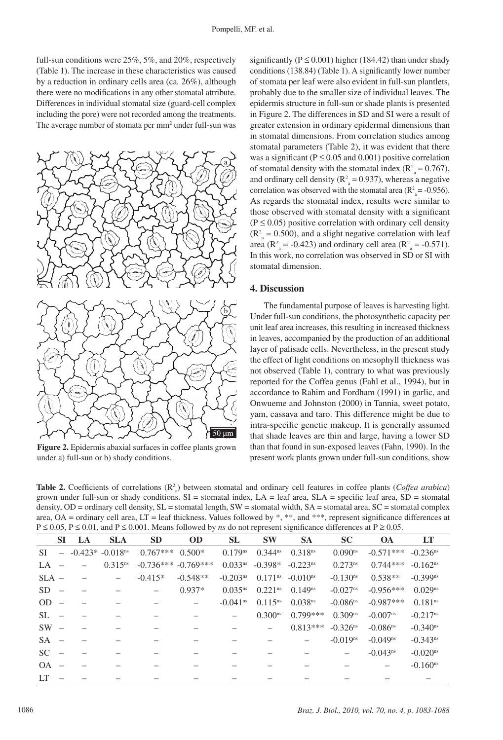full-sun conditions were 25%, 5%, and 20%, respectively (Table 1). The increase in these characteristics was caused by a reduction in ordinary cells area (ca. 26%), although there were no modifications in any other stomatal attribute. Differences in individual stomatal size (guard-cell complex including the pore) were not recorded among the treatments. The average number of stomata per $mm^2$ under full-sun was significantly ($P \leq 0.001$) higher (184.42) than under shady conditions (138.84) (Table 1). A significantly lower number of stomata per leaf were also evident in full-sun plantlets, probably due to the smaller size of individual leaves. The epidermis structure in full-sun or shade plants is presented in Figure 2. The differences in SD and SI were a result of greater extension in ordinary epidermal dimensions than in stomatal dimensions. From correlation studies among stomatal parameters (Table 2), it was evident that there was a significant ($P \leq 0.05$ and 0.001) positive correlation of stomatal density with the stomatal index ($R^2_a = 0.767$), and ordinary cell density ($R^2_a = 0.937$), whereas a negative correlation was observed with the stomatal area ($R^2_a = -0.956$). As regards the stomatal index, results were similar to those observed with stomatal density with a significant ($P \leq 0.05$) positive correlation with ordinary cell density ($R^2_a = 0.500$), and a slight negative correlation with leaf area ($R^2_a = -0.423$) and ordinary cell area ($R^2_a = -0.571$). In this work, no correlation was observed in SD or SI with stomatal dimension.

**Figure 2.** Epidermis abaxial surfaces in coffee plants grown under a) full-sun or b) shady conditions.

## 4. Discussion

The fundamental purpose of leaves is harvesting light. Under full-sun conditions, the photosynthetic capacity per unit leaf area increases, this resulting in increased thickness in leaves, accompanied by the production of an additional layer of palisade cells. Nevertheless, in the present study the effect of light conditions on mesophyll thickness was not observed (Table 1), contrary to what was previously reported for the Coffea genus (Fahl et al., 1994), but in accordance to Rahim and Fordham (1991) in garlic, and Onwueme and Johnston (2000) in Tannia, sweet potato, yam, cassava and taro. This difference might be due to intra-specific genetic makeup. It is generally assumed that shade leaves are thin and large, having a lower SD than that found in sun-exposed leaves (Fahn, 1990). In the present work plants grown under full-sun conditions, show

**Table 2.** Coefficients of correlations ($R^2_a$) between stomatal and ordinary cell features in coffee plants (*Coffea arabica*) grown under full-sun or shady conditions. SI = stomatal index, LA = leaf area, SLA = specific leaf area, SD = stomatal density, OD = ordinary cell density, SL = stomatal length, SW = stomatal width, SA = stomatal area, SC = stomatal complex area, OA = ordinary cell area, LT = leaf thickness. Values followed by *, **, and ***, represent significance differences at $P \leq 0.05$, $P \leq 0.01$, and $P \leq 0.001$. Means followed by *ns* do not represent significance differences at $P \geq 0.05$.

| | SI | LA | SLA | SD | OD | SL | SW | SA | SC | OA | LT |
|---|---|---|---|---|---|---|---|---|---|---|---|
| SI | – | -0.423* | -0.018ns | 0.767*** | 0.500* | 0.179ns | 0.344ns | 0.318ns | 0.090ns | -0.571*** | -0.236ns |
| LA | – | – | 0.315ns | -0.736*** | -0.769*** | 0.033ns | -0.398* | -0.223ns | 0.273ns | 0.744*** | -0.162ns |
| SLA | – | – | – | -0.415* | -0.548** | -0.203ns | 0.171ns | -0.010ns | -0.130ns | 0.538** | -0.399ns |
| SD | – | – | – | – | 0.937* | 0.035ns | 0.221ns | 0.149ns | -0.027ns | -0.956*** | 0.029ns |
| OD | – | – | – | – | – | -0.041ns | 0.115ns | 0.038ns | -0.086ns | -0.987*** | 0.181ns |
| SL | – | – | – | – | – | – | 0.300ns | 0.799*** | 0.309ns | -0.007ns | -0.217ns |
| SW | – | – | – | – | – | – | – | 0.813*** | -0.326ns | -0.086ns | -0.340ns |
| SA | – | – | – | – | – | – | – | – | -0.019ns | -0.049ns | -0.343ns |
| SC | – | – | – | – | – | – | – | – | – | -0.043ns | -0.020ns |
| OA | – | – | – | – | – | – | – | – | – | – | -0.160ns |
| LT | – | – | – | – | – | – | – | – | – | – | – |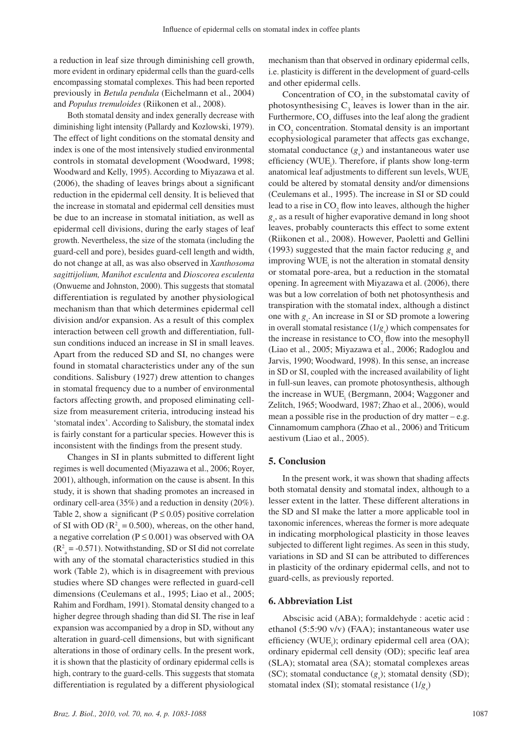a reduction in leaf size through diminishing cell growth, more evident in ordinary epidermal cells than the guard-cells encompassing stomatal complexes. This had been reported previously in *Betula pendula* (Eichelmann et al., 2004) and *Populus tremuloides* (Riikonen et al., 2008).

Both stomatal density and index generally decrease with diminishing light intensity (Pallardy and Kozlowski, 1979). The effect of light conditions on the stomatal density and index is one of the most intensively studied environmental controls in stomatal development (Woodward, 1998; Woodward and Kelly, 1995). According to Miyazawa et al. (2006), the shading of leaves brings about a significant reduction in the epidermal cell density. It is believed that the increase in stomatal and epidermal cell densities must be due to an increase in stomatal initiation, as well as epidermal cell divisions, during the early stages of leaf growth. Nevertheless, the size of the stomata (including the guard-cell and pore), besides guard-cell length and width, do not change at all, as was also observed in *Xanthosoma sagittijolium, Manihot esculenta* and *Dioscorea esculenta* (Onwueme and Johnston, 2000). This suggests that stomatal differentiation is regulated by another physiological mechanism than that which determines epidermal cell division and/or expansion. As a result of this complex interaction between cell growth and differentiation, full-sun conditions induced an increase in SI in small leaves. Apart from the reduced SD and SI, no changes were found in stomatal characteristics under any of the sun conditions. Salisbury (1927) drew attention to changes in stomatal frequency due to a number of environmental factors affecting growth, and proposed eliminating cell-size from measurement criteria, introducing instead his 'stomatal index'. According to Salisbury, the stomatal index is fairly constant for a particular species. However this is inconsistent with the findings from the present study.

Changes in SI in plants submitted to different light regimes is well documented (Miyazawa et al., 2006; Royer, 2001), although, information on the cause is absent. In this study, it is shown that shading promotes an increased in ordinary cell-area (35%) and a reduction in density (20%). Table 2, show a significant ($P \leq 0.05$) positive correlation of SI with OD ($R^2_a = 0.500$), whereas, on the other hand, a negative correlation ($P \leq 0.001$) was observed with OA ($R^2_a = -0.571$). Notwithstanding, SD or SI did not correlate with any of the stomatal characteristics studied in this work (Table 2), which is in disagreement with previous studies where SD changes were reflected in guard-cell dimensions (Ceulemans et al., 1995; Liao et al., 2005; Rahim and Fordham, 1991). Stomatal density changed to a higher degree through shading than did SI. The rise in leaf expansion was accompanied by a drop in SD, without any alteration in guard-cell dimensions, but with significant alterations in those of ordinary cells. In the present work, it is shown that the plasticity of ordinary epidermal cells is high, contrary to the guard-cells. This suggests that stomata differentiation is regulated by a different physiological mechanism than that observed in ordinary epidermal cells, i.e. plasticity is different in the development of guard-cells and other epidermal cells.

Concentration of $CO_2$ in the substomatal cavity of photosynthesising $C_3$ leaves is lower than in the air. Furthermore, $CO_2$ diffuses into the leaf along the gradient in $CO_2$ concentration. Stomatal density is an important ecophysiological parameter that affects gas exchange, stomatal conductance ($g_s$) and instantaneous water use efficiency ($WUE_i$). Therefore, if plants show long-term anatomical leaf adjustments to different sun levels, $WUE_i$ could be altered by stomatal density and/or dimensions (Ceulemans et al., 1995). The increase in SI or SD could lead to a rise in $CO_2$ flow into leaves, although the higher $g_s$, as a result of higher evaporative demand in long shoot leaves, probably counteracts this effect to some extent (Riikonen et al., 2008). However, Paoletti and Gellini (1993) suggested that the main factor reducing $g_s$ and improving $WUE_i$ is not the alteration in stomatal density or stomatal pore-area, but a reduction in the stomatal opening. In agreement with Miyazawa et al. (2006), there was but a low correlation of both net photosynthesis and transpiration with the stomatal index, although a distinct one with $g_s$. An increase in SI or SD promote a lowering in overall stomatal resistance ($1/g_s$) which compensates for the increase in resistance to $CO_2$ flow into the mesophyll (Liao et al., 2005; Miyazawa et al., 2006; Radoglou and Jarvis, 1990; Woodward, 1998). In this sense, an increase in SD or SI, coupled with the increased availability of light in full-sun leaves, can promote photosynthesis, although the increase in $WUE_i$ (Bergmann, 2004; Waggoner and Zelitch, 1965; Woodward, 1987; Zhao et al., 2006), would mean a possible rise in the production of dry matter – e.g. Cinnamomum camphora (Zhao et al., 2006) and Triticum aestivum (Liao et al., 2005).

## 5. Conclusion

In the present work, it was shown that shading affects both stomatal density and stomatal index, although to a lesser extent in the latter. These different alterations in the SD and SI make the latter a more applicable tool in taxonomic inferences, whereas the former is more adequate in indicating morphological plasticity in those leaves subjected to different light regimes. As seen in this study, variations in SD and SI can be attributed to differences in plasticity of the ordinary epidermal cells, and not to guard-cells, as previously reported.

## 6. Abbreviation List

Abscisic acid (ABA); formaldehyde : acetic acid : ethanol (5:5:90 v/v) (FAA); instantaneous water use efficiency ($WUE_i$); ordinary epidermal cell area (OA); ordinary epidermal cell density (OD); specific leaf area (SLA); stomatal area (SA); stomatal complexes areas (SC); stomatal conductance ($g_s$); stomatal density (SD); stomatal index (SI); stomatal resistance ($1/g_s$)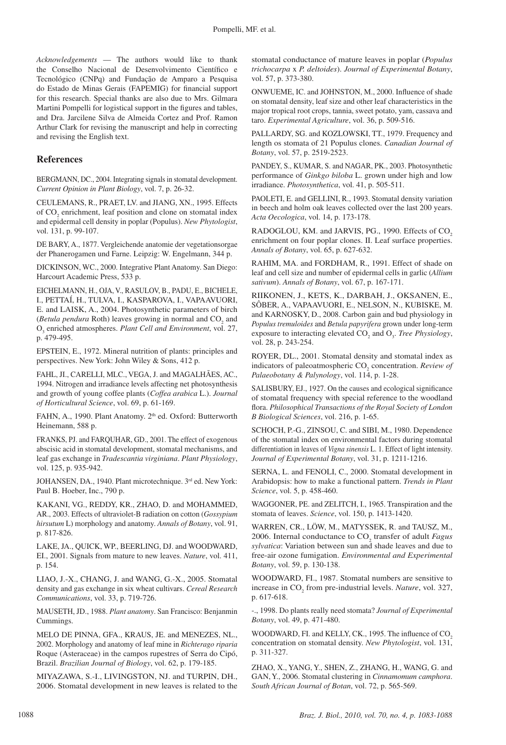*Acknowledgements* — The authors would like to thank the Conselho Nacional de Desenvolvimento Científico e Tecnológico (CNPq) and Fundação de Amparo a Pesquisa do Estado de Minas Gerais (FAPEMIG) for financial support for this research. Special thanks are also due to Mrs. Gilmara Martini Pompelli for logistical support in the figures and tables, and Dra. Jarcilene Silva de Almeida Cortez and Prof. Ramon Arthur Clark for revising the manuscript and help in correcting and revising the English text.

## References

BERGMANN, DC., 2004. Integrating signals in stomatal development. *Current Opinion in Plant Biology*, vol. 7, p. 26-32.

CEULEMANS, R., PRAET, LV. and JIANG, XN., 1995. Effects of $CO_2$ enrichment, leaf position and clone on stomatal index and epidermal cell density in poplar (Populus). *New Phytologist*, vol. 131, p. 99-107.

DE BARY, A., 1877. Vergleichende anatomie der vegetationsorgae der Phanerogamen und Farne. Leipzig: W. Engelmann, 344 p.

DICKINSON, WC., 2000. Integrative Plant Anatomy. San Diego: Harcourt Academic Press, 533 p.

EICHELMANN, H., OJA, V., RASULOV, B., PADU, E., BICHELE, I., PETTAÍ, H., TULVA, I., KASPAROVA, I., VAPAAVUORI, E. and LAISK, A., 2004. Photosynthetic parameters of birch (*Betula pendura* Roth) leaves growing in normal and $CO_2$ and $O_3$ enriched atmospheres. *Plant Cell and Environment*, vol. 27, p. 479-495.

EPSTEIN, E., 1972. Mineral nutrition of plants: principles and perspectives. New York: John Wiley & Sons, 412 p.

FAHL, JI., CARELLI, MLC., VEGA, J. and MAGALHÃES, AC., 1994. Nitrogen and irradiance levels affecting net photosynthesis and growth of young coffee plants (*Coffea arabica* L.). *Journal of Horticultural Science*, vol. 69, p. 61-169.

FAHN, A., 1990. Plant Anatomy. 2th ed. Oxford: Butterworth Heinemann, 588 p.

FRANKS, PJ. and FARQUHAR, GD., 2001. The effect of exogenous abscisic acid in stomatal development, stomatal mechanisms, and leaf gas exchange in *Tradescantia virginiana*. *Plant Physiology*, vol. 125, p. 935-942.

JOHANSEN, DA., 1940. Plant microtechnique. 3rd ed. New York: Paul B. Hoeber, Inc., 790 p.

KAKANI, VG., REDDY, KR., ZHAO, D. and MOHAMMED, AR., 2003. Effects of ultraviolet-B radiation on cotton (*Gossypium hirsutum* L) morphology and anatomy. *Annals of Botany*, vol. 91, p. 817-826.

LAKE, JA., QUICK, WP., BEERLING, DJ. and WOODWARD, EI., 2001. Signals from mature to new leaves. *Nature*, vol. 411, p. 154.

LIAO, J.-X., CHANG, J. and WANG, G.-X., 2005. Stomatal density and gas exchange in six wheat cultivars. *Cereal Research Communications*, vol. 33, p. 719-726.

MAUSETH, JD., 1988. *Plant anatomy*. San Francisco: Benjanmin Cummings.

MELO DE PINNA, GFA., KRAUS, JE. and MENEZES, NL., 2002. Morphology and anatomy of leaf mine in *Richterago riparia* Roque (Asteraceae) in the campos rupestres of Serra do Cipó, Brazil. *Brazilian Journal of Biology*, vol. 62, p. 179-185.

MIYAZAWA, S.-I., LIVINGSTON, NJ. and TURPIN, DH., 2006. Stomatal development in new leaves is related to the stomatal conductance of mature leaves in poplar (*Populus trichocarpa* x *P. deltoides*). *Journal of Experimental Botany*, vol. 57, p. 373-380.

ONWUEME, IC. and JOHNSTON, M., 2000. Influence of shade on stomatal density, leaf size and other leaf characteristics in the major tropical root crops, tannia, sweet potato, yam, cassava and taro. *Experimental Agriculture*, vol. 36, p. 509-516.

PALLARDY, SG. and KOZLOWSKI, TT., 1979. Frequency and length os stomata of 21 Populus clones. *Canadian Journal of Botany*, vol. 57, p. 2519-2523.

PANDEY, S., KUMAR, S. and NAGAR, PK., 2003. Photosynthetic performance of *Ginkgo biloba* L. grown under high and low irradiance. *Photosynthetica*, vol. 41, p. 505-511.

PAOLETI, E. and GELLINI, R., 1993. Stomatal density variation in beech and holm oak leaves collected over the last 200 years. *Acta Oecologica*, vol. 14, p. 173-178.

RADOGLOU, KM. and JARVIS, PG., 1990. Effects of $CO_2$ enrichment on four poplar clones. II. Leaf surface properties. *Annals of Botany*, vol. 65, p. 627-632.

RAHIM, MA. and FORDHAM, R., 1991. Effect of shade on leaf and cell size and number of epidermal cells in garlic (*Allium sativum*). *Annals of Botany*, vol. 67, p. 167-171.

RIIKONEN, J., KETS, K., DARBAH, J., OKSANEN, E., SÔBER, A., VAPAAVUORI, E., NELSON, N., KUBISKE, M. and KARNOSKY, D., 2008. Carbon gain and bud physiology in *Populus tremuloides* and *Betula papyrifera* grown under long-term exposure to interacting elevated $CO_2$ and $O_3$. *Tree Physiology*, vol. 28, p. 243-254.

ROYER, DL., 2001. Stomatal density and stomatal index as indicators of paleoatmospheric $CO_2$ concentration. *Review of Palaeobotany & Palynology*, vol. 114, p. 1-28.

SALISBURY, EJ., 1927. On the causes and ecological significance of stomatal frequency with special reference to the woodland flora. *Philosophical Transactions of the Royal Society of London B Biological Sciences*, vol. 216, p. 1-65.

SCHOCH, P.-G., ZINSOU, C. and SIBI, M., 1980. Dependence of the stomatal index on environmental factors during stomatal differentiation in leaves of *Vigna sinensis* L. 1. Effect of light intensity. *Journal of Experimental Botany*, vol. 31, p. 1211-1216.

SERNA, L. and FENOLI, C., 2000. Stomatal development in Arabidopsis: how to make a functional pattern. *Trends in Plant Science*, vol. 5, p. 458-460.

WAGGONER, PE. and ZELITCH, I., 1965. Transpiration and the stomata of leaves. *Science*, vol. 150, p. 1413-1420.

WARREN, CR., LÖW, M., MATYSSEK, R. and TAUSZ, M., 2006. Internal conductance to $CO_2$ transfer of adult *Fagus sylvatica*: Variation between sun and shade leaves and due to free-air ozone fumigation. *Environmental and Experimental Botany*, vol. 59, p. 130-138.

WOODWARD, FI., 1987. Stomatal numbers are sensitive to increase in $CO_2$ from pre-industrial levels. *Nature*, vol. 327, p. 617-618.

-., 1998. Do plants really need stomata? *Journal of Experimental Botany*, vol. 49, p. 471-480.

WOODWARD, FI. and KELLY, CK., 1995. The influence of $CO_2$ concentration on stomatal density. *New Phytologist*, vol. 131, p. 311-327.

ZHAO, X., YANG, Y., SHEN, Z., ZHANG, H., WANG, G. and GAN, Y., 2006. Stomatal clustering in *Cinnamomum camphora*. *South African Journal of Botan*, vol. 72, p. 565-569.